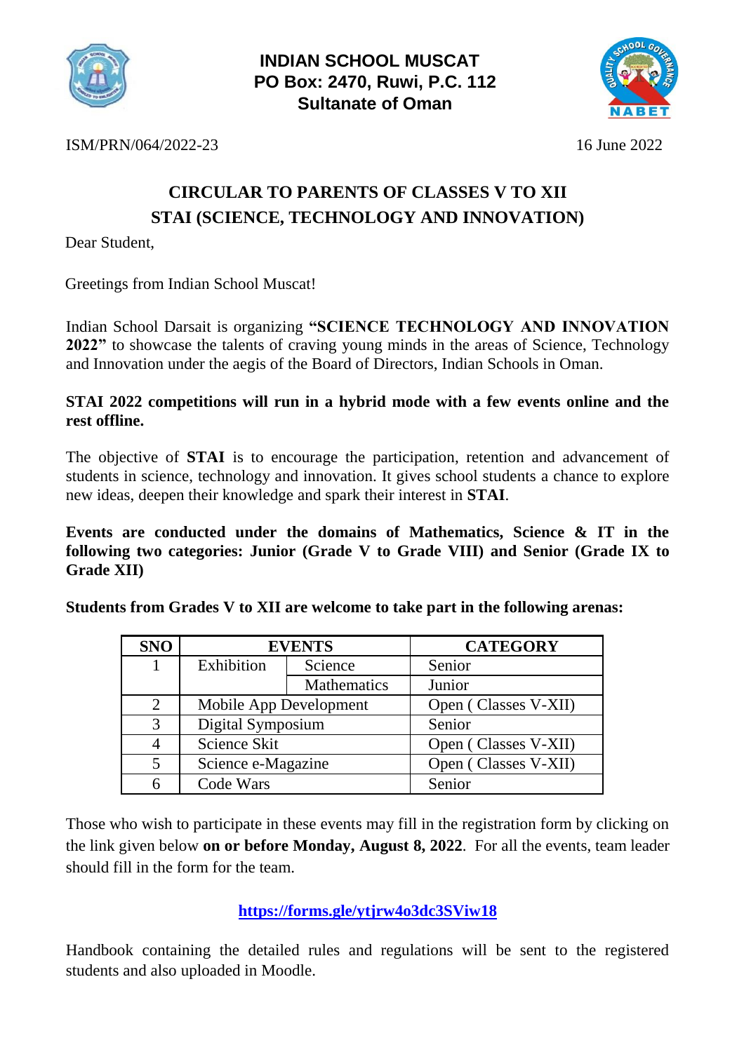# INDIAN SCHOOL MUSCAT
**PO Box: 2470, Ruwi, P.C. 112**
**Sultanate of Oman**

ISM/PRN/064/2022-23 16 June 2022

## CIRCULAR TO PARENTS OF CLASSES V TO XII
## STAI (SCIENCE, TECHNOLOGY AND INNOVATION)

Dear Student,

Greetings from Indian School Muscat!

Indian School Darsait is organizing **"SCIENCE TECHNOLOGY AND INNOVATION 2022"** to showcase the talents of craving young minds in the areas of Science, Technology and Innovation under the aegis of the Board of Directors, Indian Schools in Oman.

**STAI 2022 competitions will run in a hybrid mode with a few events online and the rest offline.**

The objective of **STAI** is to encourage the participation, retention and advancement of students in science, technology and innovation. It gives school students a chance to explore new ideas, deepen their knowledge and spark their interest in **STAI**.

**Events are conducted under the domains of Mathematics, Science & IT in the following two categories: Junior (Grade V to Grade VIII) and Senior (Grade IX to Grade XII)**

**Students from Grades V to XII are welcome to take part in the following arenas:**

| SNO | EVENTS | | CATEGORY |
|---|---|---|---|
| 1 | Exhibition | Science | Senior |
| | | Mathematics | Junior |
| 2 | Mobile App Development | | Open ( Classes V-XII) |
| 3 | Digital Symposium | | Senior |
| 4 | Science Skit | | Open ( Classes V-XII) |
| 5 | Science e-Magazine | | Open ( Classes V-XII) |
| 6 | Code Wars | | Senior |

Those who wish to participate in these events may fill in the registration form by clicking on the link given below **on or before Monday, August 8, 2022**. For all the events, team leader should fill in the form for the team.

**https://forms.gle/ytjrw4o3dc3SViw18**

Handbook containing the detailed rules and regulations will be sent to the registered students and also uploaded in Moodle.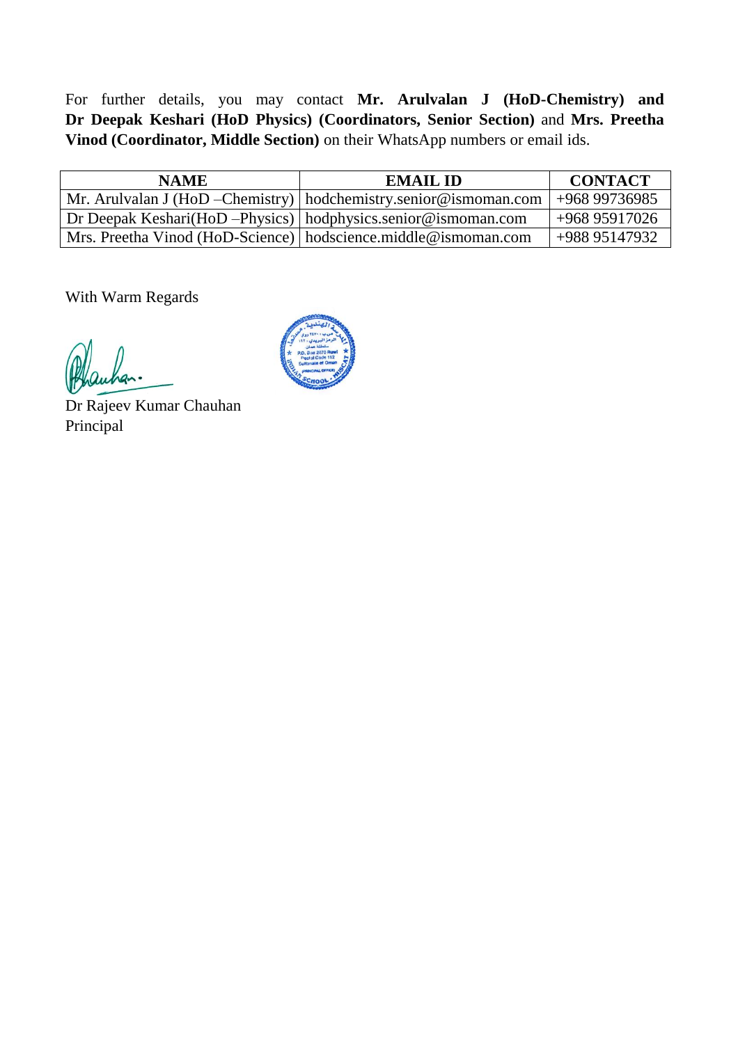For further details, you may contact **Mr. Arulvalan J (HoD-Chemistry) and Dr Deepak Keshari (HoD Physics) (Coordinators, Senior Section)** and **Mrs. Preetha Vinod (Coordinator, Middle Section)** on their WhatsApp numbers or email ids.

| NAME | EMAIL ID | CONTACT |
|---|---|---|
| Mr. Arulvalan J (HoD –Chemistry) | hodchemistry.senior@ismoman.com | +968 99736985 |
| Dr Deepak Keshari(HoD –Physics) | hodphysics.senior@ismoman.com | +968 95917026 |
| Mrs. Preetha Vinod (HoD-Science) | hodscience.middle@ismoman.com | +988 95147932 |

With Warm Regards

Dr Rajeev Kumar Chauhan
Principal